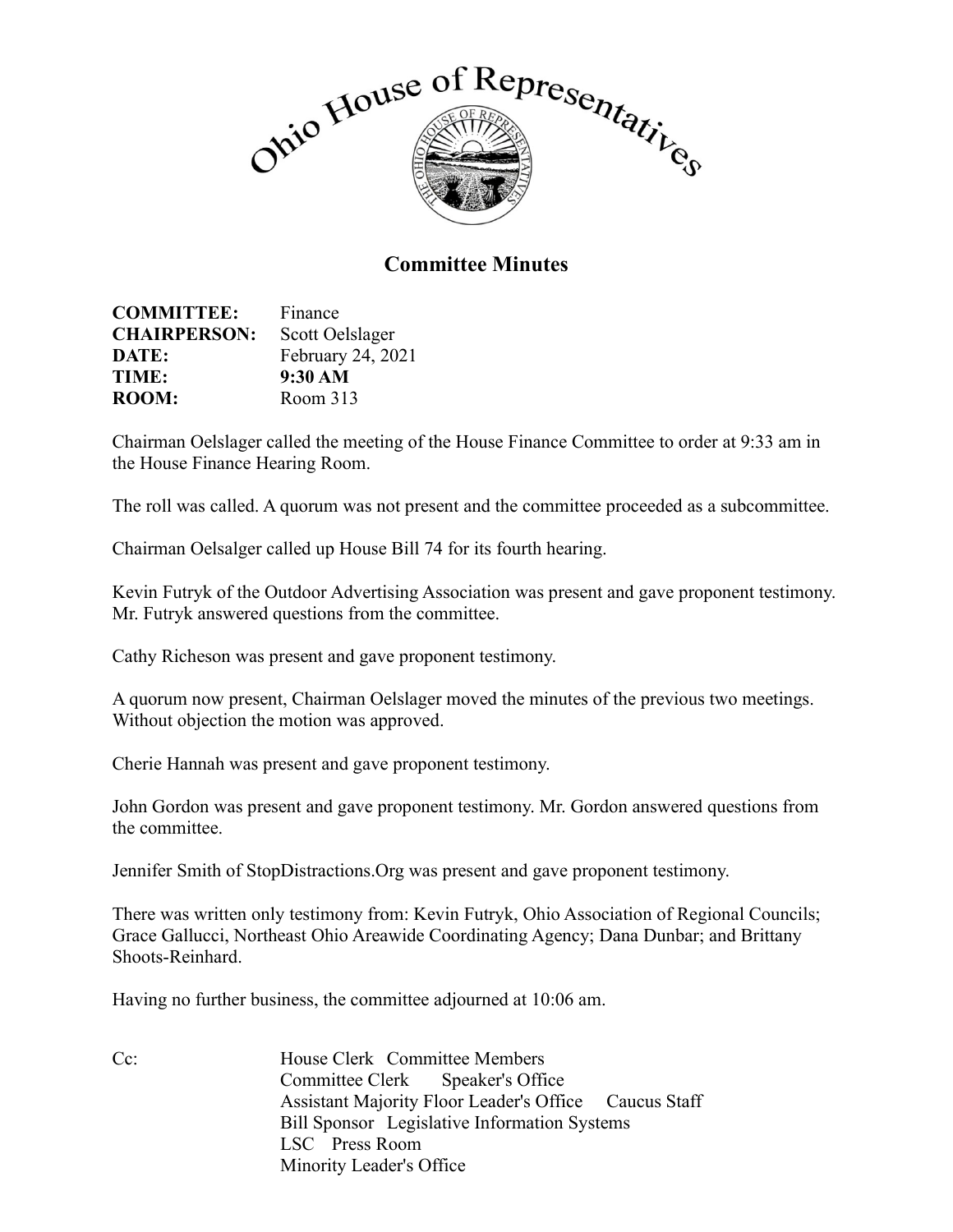# Ohio House of Representatives

## Committee Minutes

**COMMITTEE:** Finance
**CHAIRPERSON:** Scott Oelslager
**DATE:** February 24, 2021
**TIME:** **9:30 AM**
**ROOM:** Room 313

Chairman Oelslager called the meeting of the House Finance Committee to order at 9:33 am in the House Finance Hearing Room.

The roll was called. A quorum was not present and the committee proceeded as a subcommittee.

Chairman Oelsalger called up House Bill 74 for its fourth hearing.

Kevin Futryk of the Outdoor Advertising Association was present and gave proponent testimony. Mr. Futryk answered questions from the committee.

Cathy Richeson was present and gave proponent testimony.

A quorum now present, Chairman Oelslager moved the minutes of the previous two meetings. Without objection the motion was approved.

Cherie Hannah was present and gave proponent testimony.

John Gordon was present and gave proponent testimony. Mr. Gordon answered questions from the committee.

Jennifer Smith of StopDistractions.Org was present and gave proponent testimony.

There was written only testimony from: Kevin Futryk, Ohio Association of Regional Councils; Grace Gallucci, Northeast Ohio Areawide Coordinating Agency; Dana Dunbar; and Brittany Shoots-Reinhard.

Having no further business, the committee adjourned at 10:06 am.

Cc: House Clerk Committee Members
Committee Clerk Speaker's Office
Assistant Majority Floor Leader's Office Caucus Staff
Bill Sponsor Legislative Information Systems
LSC Press Room
Minority Leader's Office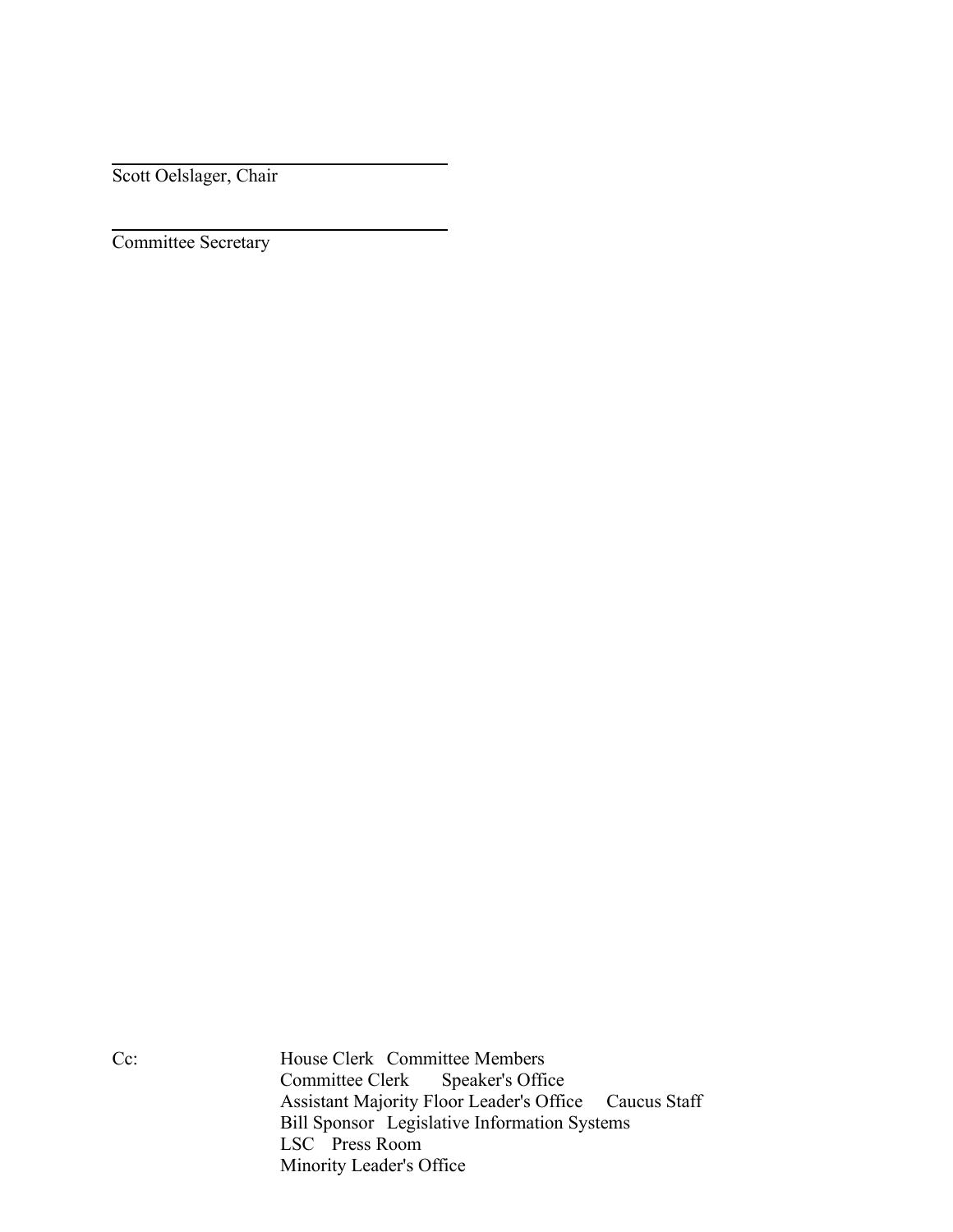\_\_\_\_\_\_\_\_\_\_\_\_\_\_\_\_\_\_\_\_\_\_\_\_\_\_\_\_\_\_\_\_\_\_\_\_

Scott Oelslager, Chair

\_\_\_\_\_\_\_\_\_\_\_\_\_\_\_\_\_\_\_\_\_\_\_\_\_\_\_\_\_\_\_\_\_\_\_\_

Committee Secretary

Cc:

House Clerk  
Committee Members  
Committee Clerk  
Speaker's Office  
Assistant Majority Floor Leader's Office  
Caucus Staff  
Bill Sponsor  
Legislative Information Systems  
LSC  
Press Room  
Minority Leader's Office